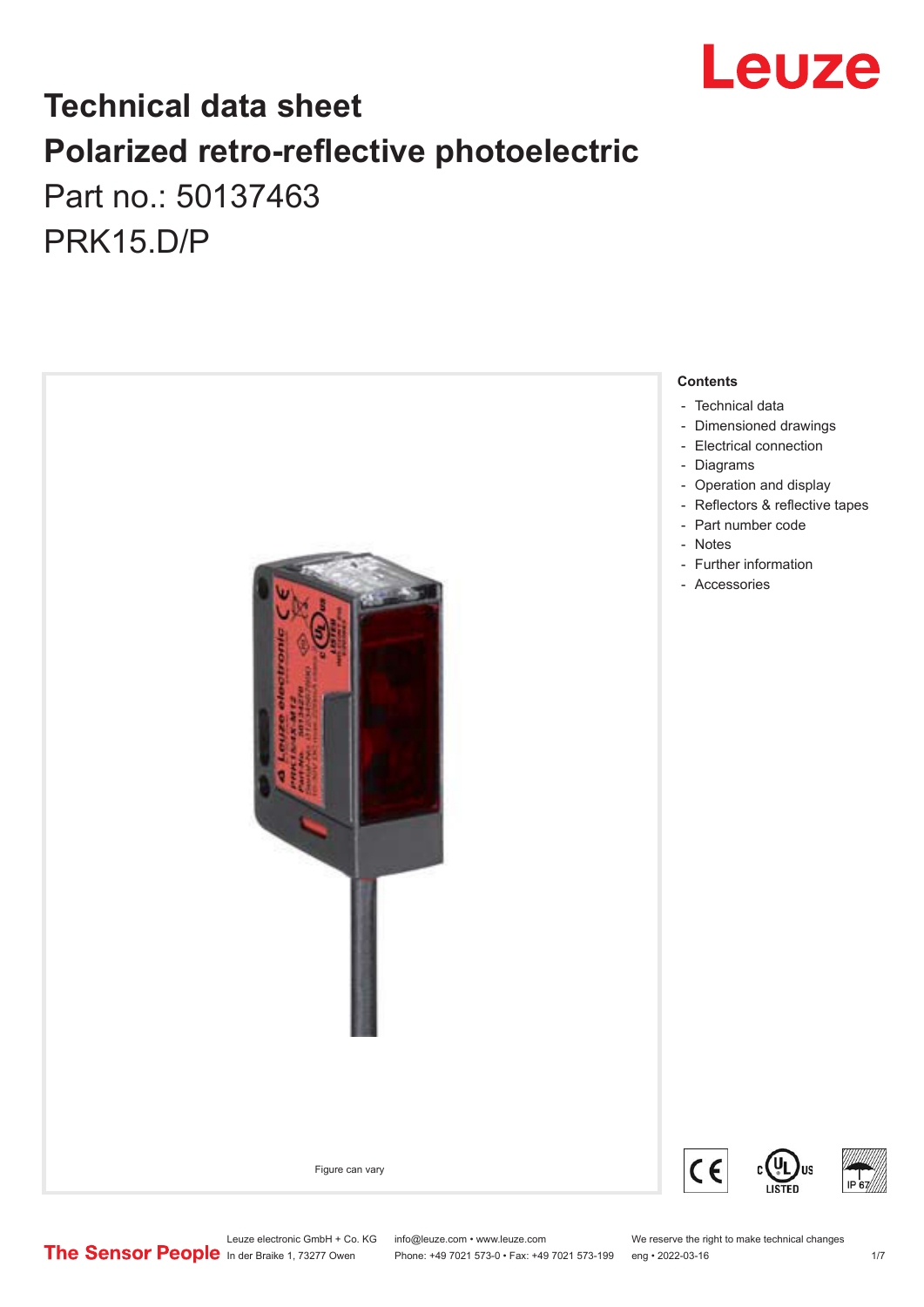# Technical data sheet

# Polarized retro-reflective photoelectric

Part no.: 50137463

PRK15.D/P

Figure can vary

**Contents**

- Technical data
- Dimensioned drawings
- Electrical connection
- Diagrams
- Operation and display
- Reflectors & reflective tapes
- Part number code
- Notes
- Further information
- Accessories

Leuze electronic GmbH + Co. KG
In der Braike 1, 73277 Owen

info@leuze.com • www.leuze.com
Phone: +49 7021 573-0 • Fax: +49 7021 573-199

We reserve the right to make technical changes
eng • 2022-03-16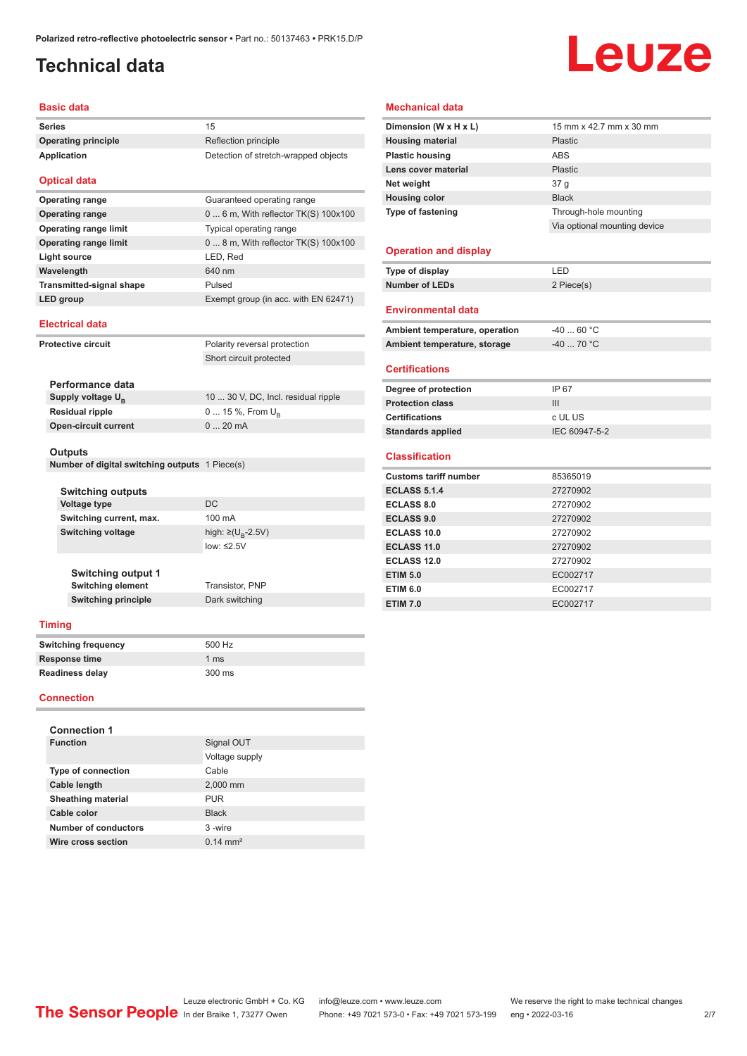# Technical data

## Basic data

| | |
|---|---|
| **Series** | 15 |
| **Operating principle** | Reflection principle |
| **Application** | Detection of stretch-wrapped objects |

## Optical data

| | |
|---|---|
| **Operating range** | Guaranteed operating range |
| **Operating range** | 0 ... 6 m, With reflector TK(S) 100x100 |
| **Operating range limit** | Typical operating range |
| **Operating range limit** | 0 ... 8 m, With reflector TK(S) 100x100 |
| **Light source** | LED, Red |
| **Wavelength** | 640 nm |
| **Transmitted-signal shape** | Pulsed |
| **LED group** | Exempt group (in acc. with EN 62471) |

## Electrical data

| | |
|---|---|
| **Protective circuit** | Polarity reversal protection |
| | Short circuit protected |

### Performance data

| | |
|---|---|
| **Supply voltage $U_B$** | 10 ... 30 V, DC, Incl. residual ripple |
| **Residual ripple** | 0 ... 15 %, From $U_B$ |
| **Open-circuit current** | 0 ... 20 mA |

### Outputs

| | |
|---|---|
| **Number of digital switching outputs** | 1 Piece(s) |

#### Switching outputs

| | |
|---|---|
| **Voltage type** | DC |
| **Switching current, max.** | 100 mA |
| **Switching voltage** | high: ≥($U_B$-2.5V) |
| | low: ≤2.5V |

##### Switching output 1

| | |
|---|---|
| **Switching element** | Transistor, PNP |
| **Switching principle** | Dark switching |

## Timing

| | |
|---|---|
| **Switching frequency** | 500 Hz |
| **Response time** | 1 ms |
| **Readiness delay** | 300 ms |

## Connection

### Connection 1

| | |
|---|---|
| **Function** | Signal OUT |
| | Voltage supply |
| **Type of connection** | Cable |
| **Cable length** | 2,000 mm |
| **Sheathing material** | PUR |
| **Cable color** | Black |
| **Number of conductors** | 3 -wire |
| **Wire cross section** | 0.14 mm² |

## Mechanical data

| | |
|---|---|
| **Dimension (W x H x L)** | 15 mm x 42.7 mm x 30 mm |
| **Housing material** | Plastic |
| **Plastic housing** | ABS |
| **Lens cover material** | Plastic |
| **Net weight** | 37 g |
| **Housing color** | Black |
| **Type of fastening** | Through-hole mounting |
| | Via optional mounting device |

## Operation and display

| | |
|---|---|
| **Type of display** | LED |
| **Number of LEDs** | 2 Piece(s) |

## Environmental data

| | |
|---|---|
| **Ambient temperature, operation** | -40 ... 60 °C |
| **Ambient temperature, storage** | -40 ... 70 °C |

## Certifications

| | |
|---|---|
| **Degree of protection** | IP 67 |
| **Protection class** | III |
| **Certifications** | c UL US |
| **Standards applied** | IEC 60947-5-2 |

## Classification

| | |
|---|---|
| **Customs tariff number** | 85365019 |
| **ECLASS 5.1.4** | 27270902 |
| **ECLASS 8.0** | 27270902 |
| **ECLASS 9.0** | 27270902 |
| **ECLASS 10.0** | 27270902 |
| **ECLASS 11.0** | 27270902 |
| **ECLASS 12.0** | 27270902 |
| **ETIM 5.0** | EC002717 |
| **ETIM 6.0** | EC002717 |
| **ETIM 7.0** | EC002717 |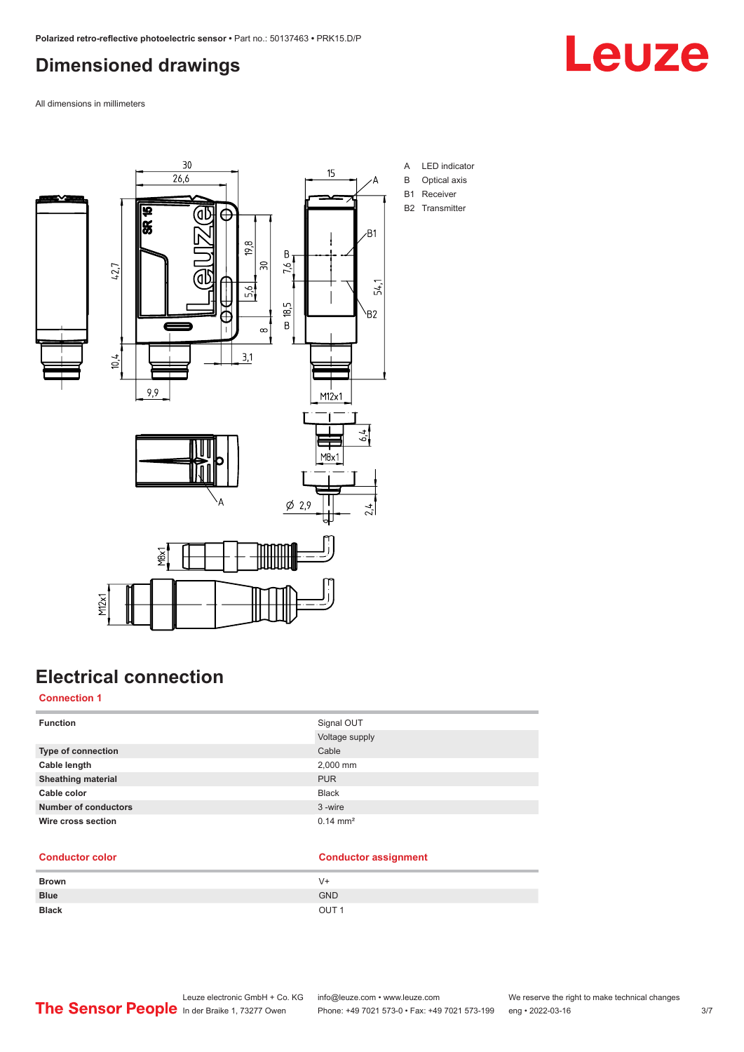# Dimensioned drawings

All dimensions in millimeters

A LED indicator
B Optical axis
B1 Receiver
B2 Transmitter

# Electrical connection

## Connection 1

| Function | Signal OUT |
| --- | --- |
| | Voltage supply |
| **Type of connection** | Cable |
| **Cable length** | 2,000 mm |
| **Sheathing material** | PUR |
| **Cable color** | Black |
| **Number of conductors** | 3 -wire |
| **Wire cross section** | 0.14 mm² |

| Conductor color | Conductor assignment |
| --- | --- |
| **Brown** | V+ |
| **Blue** | GND |
| **Black** | OUT 1 |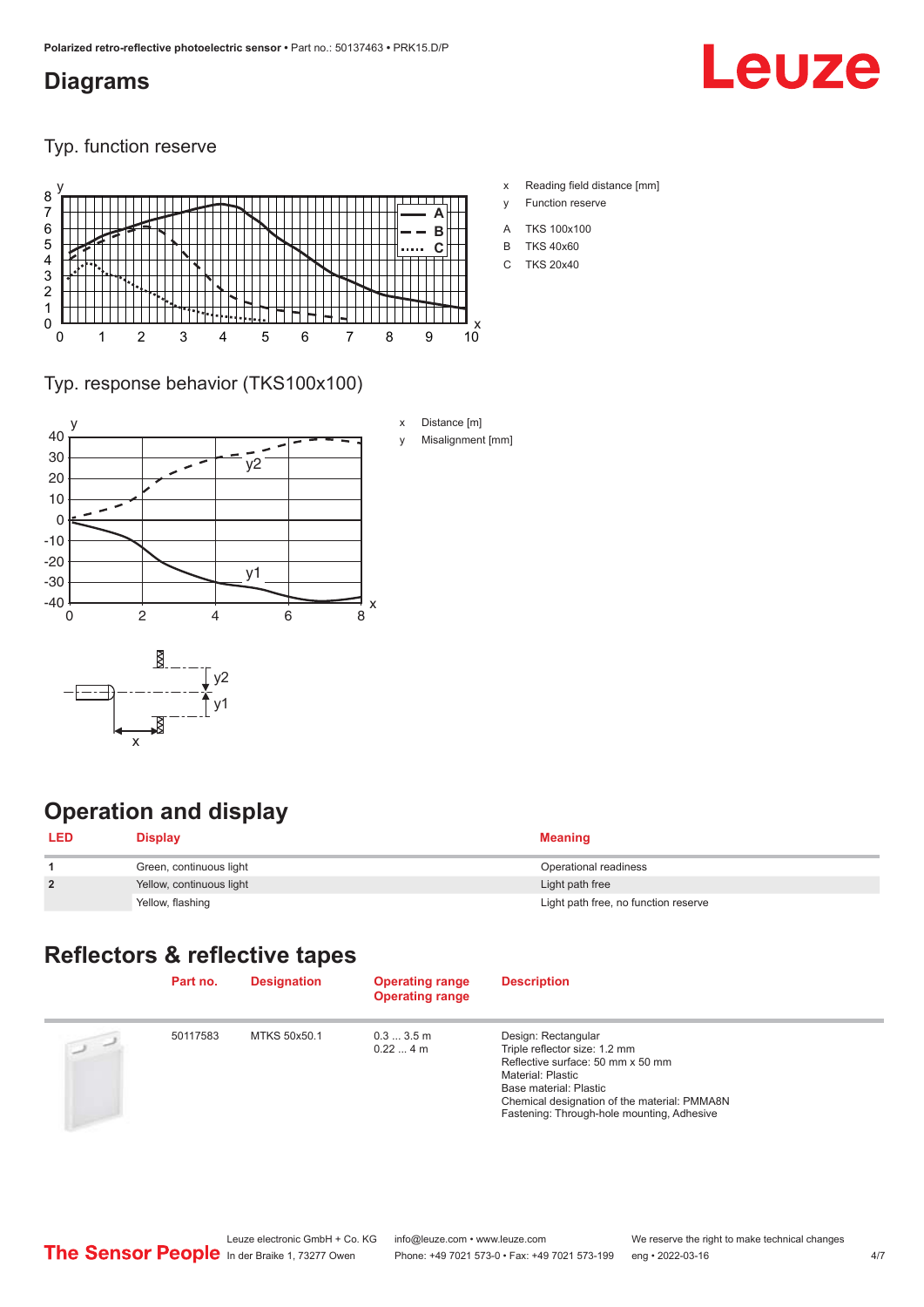## Diagrams

### Typ. function reserve

x Reading field distance [mm]

y Function reserve

A TKS 100x100

B TKS 40x60

C TKS 20x40

### Typ. response behavior (TKS100x100)

x Distance [m]

y Misalignment [mm]

## Operation and display

| LED | Display | Meaning |
|---|---|---|
| 1 | Green, continuous light | Operational readiness |
| 2 | Yellow, continuous light | Light path free |
| | Yellow, flashing | Light path free, no function reserve |

## Reflectors & reflective tapes

| | Part no. | Designation | Operating range<br>Operating range | Description |
|---|---|---|---|---|
| | 50117583 | MTKS 50x50.1 | 0.3 ... 3.5 m<br>0.22 ... 4 m | Design: Rectangular<br>Triple reflector size: 1.2 mm<br>Reflective surface: 50 mm x 50 mm<br>Material: Plastic<br>Base material: Plastic<br>Chemical designation of the material: PMMA8N<br>Fastening: Through-hole mounting, Adhesive |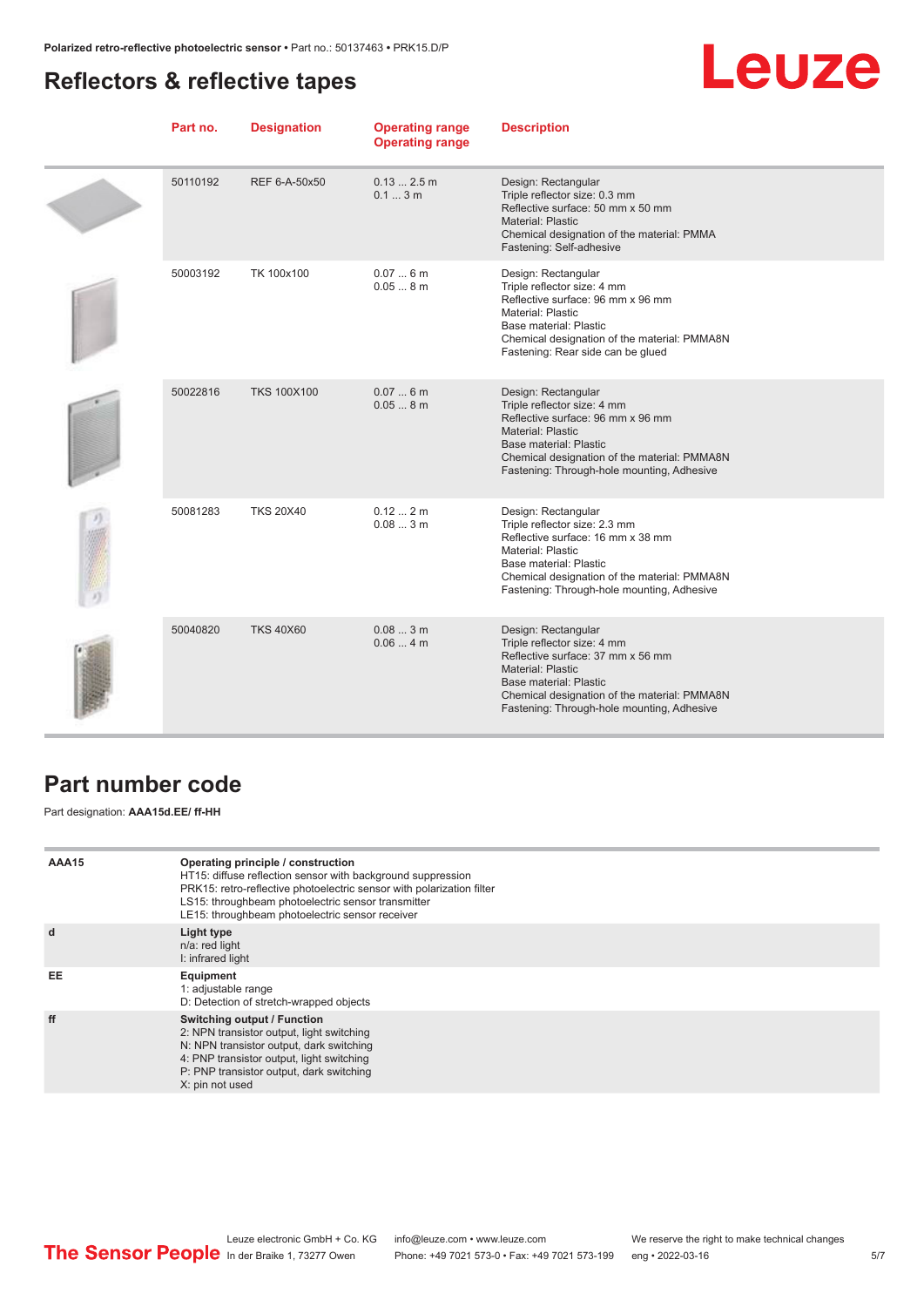## Reflectors & reflective tapes

| Part no. | Designation | Operating range<br>Operating range | Description |
|---|---|---|---|
| 50110192 | REF 6-A-50x50 | 0.13 ... 2.5 m<br>0.1 ... 3 m | Design: Rectangular<br>Triple reflector size: 0.3 mm<br>Reflective surface: 50 mm x 50 mm<br>Material: Plastic<br>Chemical designation of the material: PMMA<br>Fastening: Self-adhesive |
| 50003192 | TK 100x100 | 0.07 ... 6 m<br>0.05 ... 8 m | Design: Rectangular<br>Triple reflector size: 4 mm<br>Reflective surface: 96 mm x 96 mm<br>Material: Plastic<br>Base material: Plastic<br>Chemical designation of the material: PMMA8N<br>Fastening: Rear side can be glued |
| 50022816 | TKS 100X100 | 0.07 ... 6 m<br>0.05 ... 8 m | Design: Rectangular<br>Triple reflector size: 4 mm<br>Reflective surface: 96 mm x 96 mm<br>Material: Plastic<br>Base material: Plastic<br>Chemical designation of the material: PMMA8N<br>Fastening: Through-hole mounting, Adhesive |
| 50081283 | TKS 20X40 | 0.12 ... 2 m<br>0.08 ... 3 m | Design: Rectangular<br>Triple reflector size: 2.3 mm<br>Reflective surface: 16 mm x 38 mm<br>Material: Plastic<br>Base material: Plastic<br>Chemical designation of the material: PMMA8N<br>Fastening: Through-hole mounting, Adhesive |
| 50040820 | TKS 40X60 | 0.08 ... 3 m<br>0.06 ... 4 m | Design: Rectangular<br>Triple reflector size: 4 mm<br>Reflective surface: 37 mm x 56 mm<br>Material: Plastic<br>Base material: Plastic<br>Chemical designation of the material: PMMA8N<br>Fastening: Through-hole mounting, Adhesive |

## Part number code

Part designation: **AAA15d.EE/ ff-HH**

| | |
|---|---|
| **AAA15** | **Operating principle / construction**<br>HT15: diffuse reflection sensor with background suppression<br>PRK15: retro-reflective photoelectric sensor with polarization filter<br>LS15: throughbeam photoelectric sensor transmitter<br>LE15: throughbeam photoelectric sensor receiver |
| **d** | **Light type**<br>n/a: red light<br>I: infrared light |
| **EE** | **Equipment**<br>1: adjustable range<br>D: Detection of stretch-wrapped objects |
| **ff** | **Switching output / Function**<br>2: NPN transistor output, light switching<br>N: NPN transistor output, dark switching<br>4: PNP transistor output, light switching<br>P: PNP transistor output, dark switching<br>X: pin not used |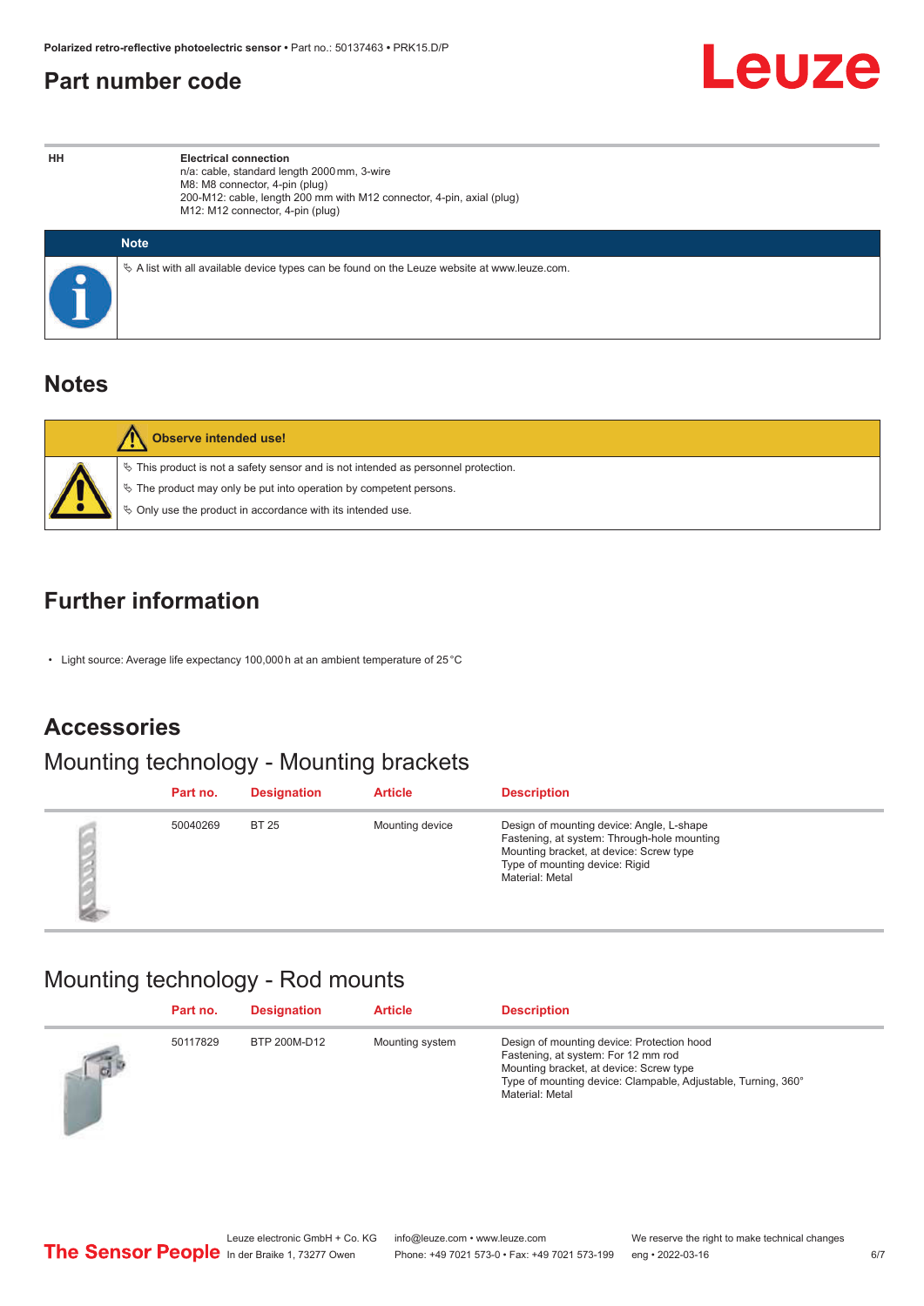## Part number code

| HH | Electrical connection<br>n/a: cable, standard length 2000 mm, 3-wire<br>M8: M8 connector, 4-pin (plug)<br>200-M12: cable, length 200 mm with M12 connector, 4-pin, axial (plug)<br>M12: M12 connector, 4-pin (plug) |
|---|---|

**Note**

- A list with all available device types can be found on the Leuze website at www.leuze.com.

## Notes

**Observe intended use!**

- This product is not a safety sensor and is not intended as personnel protection.
- The product may only be put into operation by competent persons.
- Only use the product in accordance with its intended use.

## Further information

- Light source: Average life expectancy 100,000 h at an ambient temperature of 25 °C

## Accessories

### Mounting technology - Mounting brackets

| Part no. | Designation | Article | Description |
|---|---|---|---|
| 50040269 | BT 25 | Mounting device | Design of mounting device: Angle, L-shape<br>Fastening, at system: Through-hole mounting<br>Mounting bracket, at device: Screw type<br>Type of mounting device: Rigid<br>Material: Metal |

### Mounting technology - Rod mounts

| Part no. | Designation | Article | Description |
|---|---|---|---|
| 50117829 | BTP 200M-D12 | Mounting system | Design of mounting device: Protection hood<br>Fastening, at system: For 12 mm rod<br>Mounting bracket, at device: Screw type<br>Type of mounting device: Clampable, Adjustable, Turning, 360°<br>Material: Metal |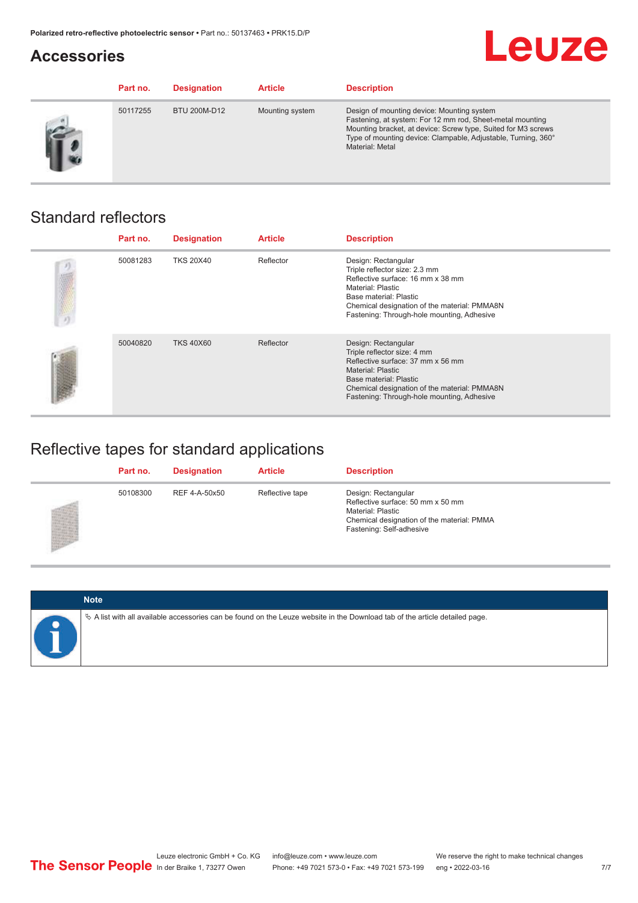## Accessories

| | Part no. | Designation | Article | Description |
|---|---|---|---|---|
| | 50117255 | BTU 200M-D12 | Mounting system | Design of mounting device: Mounting system<br>Fastening, at system: For 12 mm rod, Sheet-metal mounting<br>Mounting bracket, at device: Screw type, Suited for M3 screws<br>Type of mounting device: Clampable, Adjustable, Turning, 360°<br>Material: Metal |

## Standard reflectors

| | Part no. | Designation | Article | Description |
|---|---|---|---|---|
| | 50081283 | TKS 20X40 | Reflector | Design: Rectangular<br>Triple reflector size: 2.3 mm<br>Reflective surface: 16 mm x 38 mm<br>Material: Plastic<br>Base material: Plastic<br>Chemical designation of the material: PMMA8N<br>Fastening: Through-hole mounting, Adhesive |
| | 50040820 | TKS 40X60 | Reflector | Design: Rectangular<br>Triple reflector size: 4 mm<br>Reflective surface: 37 mm x 56 mm<br>Material: Plastic<br>Base material: Plastic<br>Chemical designation of the material: PMMA8N<br>Fastening: Through-hole mounting, Adhesive |

## Reflective tapes for standard applications

| | Part no. | Designation | Article | Description |
|---|---|---|---|---|
| | 50108300 | REF 4-A-50x50 | Reflective tape | Design: Rectangular<br>Reflective surface: 50 mm x 50 mm<br>Material: Plastic<br>Chemical designation of the material: PMMA<br>Fastening: Self-adhesive |

**Note**

↳ A list with all available accessories can be found on the Leuze website in the Download tab of the article detailed page.